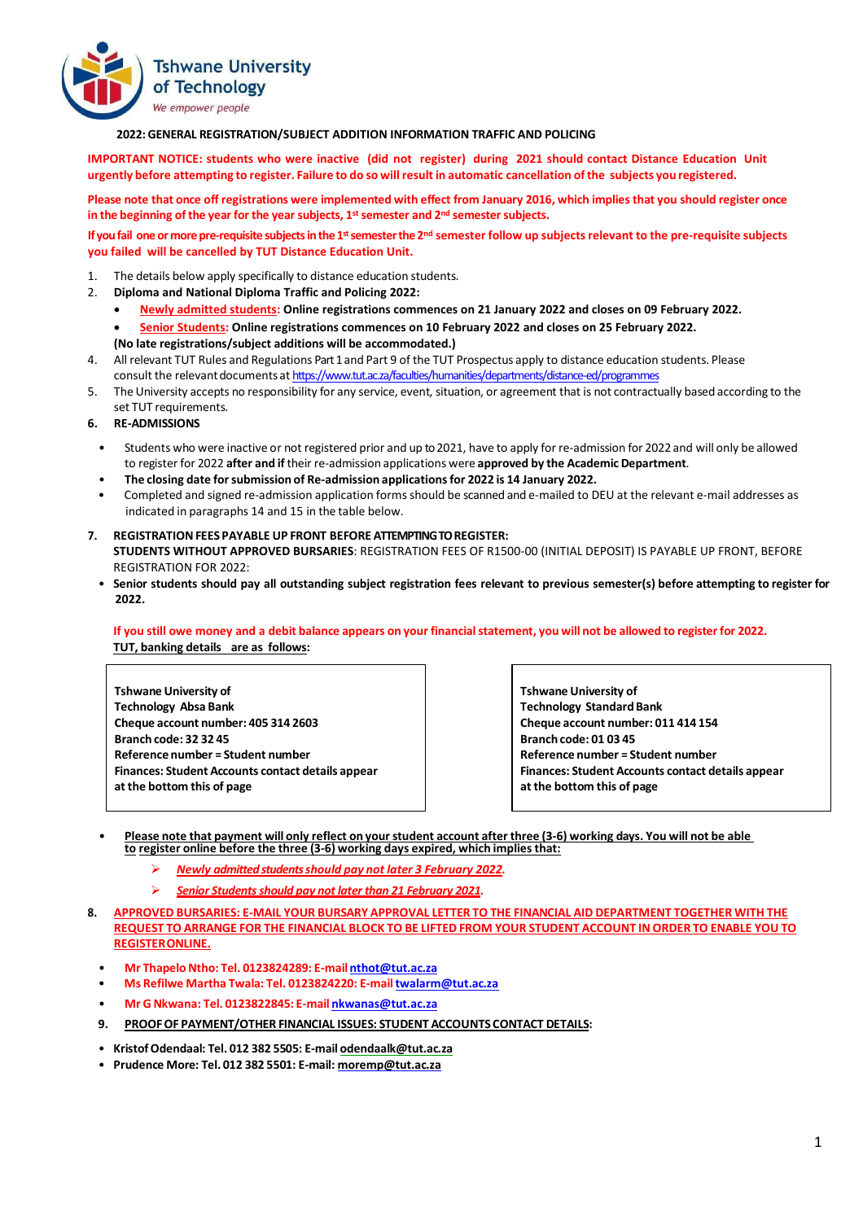Tshwane University of Technology

*We empower people*

**2022: GENERAL REGISTRATION/SUBJECT ADDITION INFORMATION TRAFFIC AND POLICING**

**IMPORTANT NOTICE: students who were inactive (did not register) during 2021 should contact Distance Education Unit urgently before attempting to register. Failure to do so will result in automatic cancellation of the subjects you registered.**

**Please note that once off registrations were implemented with effect from January 2016, which implies that you should register once in the beginning of the year for the year subjects, 1st semester and 2nd semester subjects.**

**If you fail one or more pre-requisite subjects in the 1st semester the 2nd semester follow up subjects relevant to the pre-requisite subjects you failed will be cancelled by TUT Distance Education Unit.**

1. The details below apply specifically to distance education students.
2. **Diploma and National Diploma Traffic and Policing 2022:**
   - **Newly admitted students: Online registrations commences on 21 January 2022 and closes on 09 February 2022.**
   - **Senior Students: Online registrations commences on 10 February 2022 and closes on 25 February 2022.**

   **(No late registrations/subject additions will be accommodated.)**

4. All relevant TUT Rules and Regulations Part 1 and Part 9 of the TUT Prospectus apply to distance education students. Please consult the relevant documents at https://www.tut.ac.za/faculties/humanities/departments/distance-ed/programmes
5. The University accepts no responsibility for any service, event, situation, or agreement that is not contractually based according to the set TUT requirements.
6. **RE-ADMISSIONS**
   - Students who were inactive or not registered prior and up to 2021, have to apply for re-admission for 2022 and will only be allowed to register for 2022 **after and if** their re-admission applications were **approved by the Academic Department**.
   - **The closing date for submission of Re-admission applications for 2022 is 14 January 2022.**
   - Completed and signed re-admission application forms should be scanned and e-mailed to DEU at the relevant e-mail addresses as indicated in paragraphs 14 and 15 in the table below.
7. **REGISTRATION FEES PAYABLE UP FRONT BEFORE ATTEMPTING TO REGISTER:**

   **STUDENTS WITHOUT APPROVED BURSARIES**: REGISTRATION FEES OF R1500-00 (INITIAL DEPOSIT) IS PAYABLE UP FRONT, BEFORE REGISTRATION FOR 2022:

   - **Senior students should pay all outstanding subject registration fees relevant to previous semester(s) before attempting to register for 2022.**

   **If you still owe money and a debit balance appears on your financial statement, you will not be allowed to register for 2022.**

   **TUT, banking details are as follows:**

   **Tshwane University of Technology Absa Bank**
   **Cheque account number: 405 314 2603**
   **Branch code: 32 32 45**
   **Reference number = Student number**
   **Finances: Student Accounts contact details appear at the bottom this of page**

   **Tshwane University of Technology Standard Bank**
   **Cheque account number: 011 414 154**
   **Branch code: 01 03 45**
   **Reference number = Student number**
   **Finances: Student Accounts contact details appear at the bottom this of page**

   - **Please note that payment will only reflect on your student account after three (3-6) working days. You will not be able to register online before the three (3-6) working days expired, which implies that:**
     - ***Newly admitted students should pay not later 3 February 2022.***
     - ***Senior Students should pay not later than 21 February 2021.***

8. **APPROVED BURSARIES: E-MAIL YOUR BURSARY APPROVAL LETTER TO THE FINANCIAL AID DEPARTMENT TOGETHER WITH THE REQUEST TO ARRANGE FOR THE FINANCIAL BLOCK TO BE LIFTED FROM YOUR STUDENT ACCOUNT IN ORDER TO ENABLE YOU TO REGISTER ONLINE.**
   - **Mr Thapelo Ntho: Tel. 0123824289: E-mail nthot@tut.ac.za**
   - **Ms Refilwe Martha Twala: Tel. 0123824220: E-mail twalarm@tut.ac.za**
   - **Mr G Nkwana: Tel. 0123822845: E-mail nkwanas@tut.ac.za**
9. **PROOF OF PAYMENT/OTHER FINANCIAL ISSUES: STUDENT ACCOUNTS CONTACT DETAILS:**
   - **Kristof Odendaal: Tel. 012 382 5505: E-mail odendaalk@tut.ac.za**
   - **Prudence More: Tel. 012 382 5501: E-mail: moremp@tut.ac.za**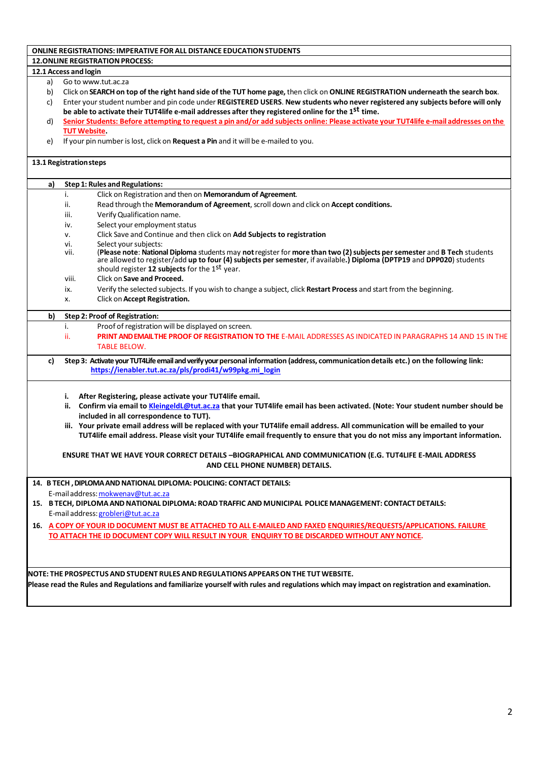**ONLINE REGISTRATIONS: IMPERATIVE FOR ALL DISTANCE EDUCATION STUDENTS**

## 12.ONLINE REGISTRATION PROCESS:

### 12.1 Access and login

a) Go to www.tut.ac.za

b) Click on **SEARCH on top of the right hand side of the TUT home page,** then click on **ONLINE REGISTRATION underneath the search box**.

c) Enter your student number and pin code under **REGISTERED USERS**. **New students who never registered any subjects before will only be able to activate their TUT4life e-mail addresses after they registered online for the 1st time.**

d) **Senior Students: Before attempting to request a pin and/or add subjects online: Please activate your TUT4life e-mail addresses on the TUT Website.**

e) If your pin number is lost, click on **Request a Pin** and it will be e-mailed to you.

### 13.1 Registration steps

**a) Step 1: Rules and Regulations:**

i. Click on Registration and then on **Memorandum of Agreement**.

ii. Read through the **Memorandum of Agreement**, scroll down and click on **Accept conditions.**

iii. Verify Qualification name.

iv. Select your employment status

v. Click Save and Continue and then click on **Add Subjects to registration**

vi. Select your subjects:

vii. (**Please note**: **National Diploma** students may **not** register for **more than two (2) subjects per semester** and **B Tech** students are allowed to register/add **up to four (4) subjects per semester**, if available.**) Diploma (DPTP19** and **DPP020**) students should register **12 subjects** for the 1st year.

viii. Click on **Save and Proceed.**

ix. Verify the selected subjects. If you wish to change a subject, click **Restart Process** and start from the beginning.

x. Click on **Accept Registration.**

**b) Step 2: Proof of Registration:**

i. Proof of registration will be displayed on screen.

ii. **PRINT AND EMAIL THE PROOF OF REGISTRATION TO THE** E-MAIL ADDRESSES AS INDICATED IN PARAGRAPHS 14 AND 15 IN THE TABLE BELOW.

**c) Step 3: Activate your TUT4Life email and verify your personal information (address, communication details etc.) on the following link:** https://ienabler.tut.ac.za/pls/prodi41/w99pkg.mi_login

**i. After Registering, please activate your TUT4life email.**

**ii. Confirm via email to KleingeldL@tut.ac.za that your TUT4life email has been activated. (Note: Your student number should be included in all correspondence to TUT).**

**iii. Your private email address will be replaced with your TUT4life email address. All communication will be emailed to your TUT4life email address. Please visit your TUT4life email frequently to ensure that you do not miss any important information.**

**ENSURE THAT WE HAVE YOUR CORRECT DETAILS –BIOGRAPHICAL AND COMMUNICATION (E.G. TUT4LIFE E-MAIL ADDRESS AND CELL PHONE NUMBER) DETAILS.**

**14. B TECH , DIPLOMA AND NATIONAL DIPLOMA: POLICING: CONTACT DETAILS:**
E-mail address: mokwenav@tut.ac.za

**15. B TECH, DIPLOMA AND NATIONAL DIPLOMA: ROAD TRAFFIC AND MUNICIPAL POLICE MANAGEMENT: CONTACT DETAILS:**
E-mail address: grobleri@tut.ac.za

**16. A COPY OF YOUR ID DOCUMENT MUST BE ATTACHED TO ALL E-MAILED AND FAXED ENQUIRIES/REQUESTS/APPLICATIONS. FAILURE TO ATTACH THE ID DOCUMENT COPY WILL RESULT IN YOUR ENQUIRY TO BE DISCARDED WITHOUT ANY NOTICE.**

**NOTE: THE PROSPECTUS AND STUDENT RULES AND REGULATIONS APPEARS ON THE TUT WEBSITE.**
**Please read the Rules and Regulations and familiarize yourself with rules and regulations which may impact on registration and examination.**